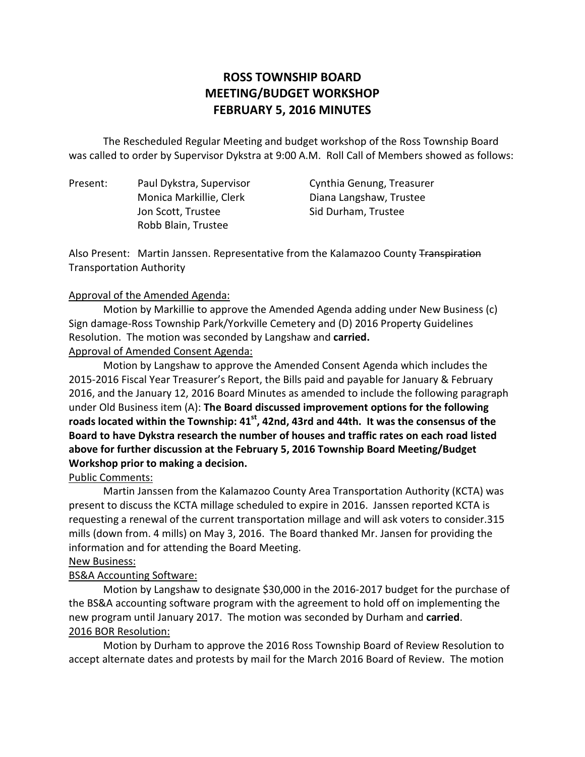# ROSS TOWNSHIP BOARD
# MEETING/BUDGET WORKSHOP
# FEBRUARY 5, 2016 MINUTES

The Rescheduled Regular Meeting and budget workshop of the Ross Township Board was called to order by Supervisor Dykstra at 9:00 A.M. Roll Call of Members showed as follows:

Present: Paul Dykstra, Supervisor
Cynthia Genung, Treasurer
Monica Markillie, Clerk
Diana Langshaw, Trustee
Jon Scott, Trustee
Sid Durham, Trustee
Robb Blain, Trustee

Also Present: Martin Janssen. Representative from the Kalamazoo County ~~Transpiration~~ Transportation Authority

Approval of the Amended Agenda:

Motion by Markillie to approve the Amended Agenda adding under New Business (c) Sign damage-Ross Township Park/Yorkville Cemetery and (D) 2016 Property Guidelines Resolution. The motion was seconded by Langshaw and **carried.**

Approval of Amended Consent Agenda:

Motion by Langshaw to approve the Amended Consent Agenda which includes the 2015-2016 Fiscal Year Treasurer's Report, the Bills paid and payable for January & February 2016, and the January 12, 2016 Board Minutes as amended to include the following paragraph under Old Business item (A): **The Board discussed improvement options for the following roads located within the Township: 41st, 42nd, 43rd and 44th. It was the consensus of the Board to have Dykstra research the number of houses and traffic rates on each road listed above for further discussion at the February 5, 2016 Township Board Meeting/Budget Workshop prior to making a decision.**

Public Comments:

Martin Janssen from the Kalamazoo County Area Transportation Authority (KCTA) was present to discuss the KCTA millage scheduled to expire in 2016. Janssen reported KCTA is requesting a renewal of the current transportation millage and will ask voters to consider.315 mills (down from. 4 mills) on May 3, 2016. The Board thanked Mr. Jansen for providing the information and for attending the Board Meeting.

New Business:

BS&A Accounting Software:

Motion by Langshaw to designate $30,000 in the 2016-2017 budget for the purchase of the BS&A accounting software program with the agreement to hold off on implementing the new program until January 2017. The motion was seconded by Durham and **carried**.

2016 BOR Resolution:

Motion by Durham to approve the 2016 Ross Township Board of Review Resolution to accept alternate dates and protests by mail for the March 2016 Board of Review. The motion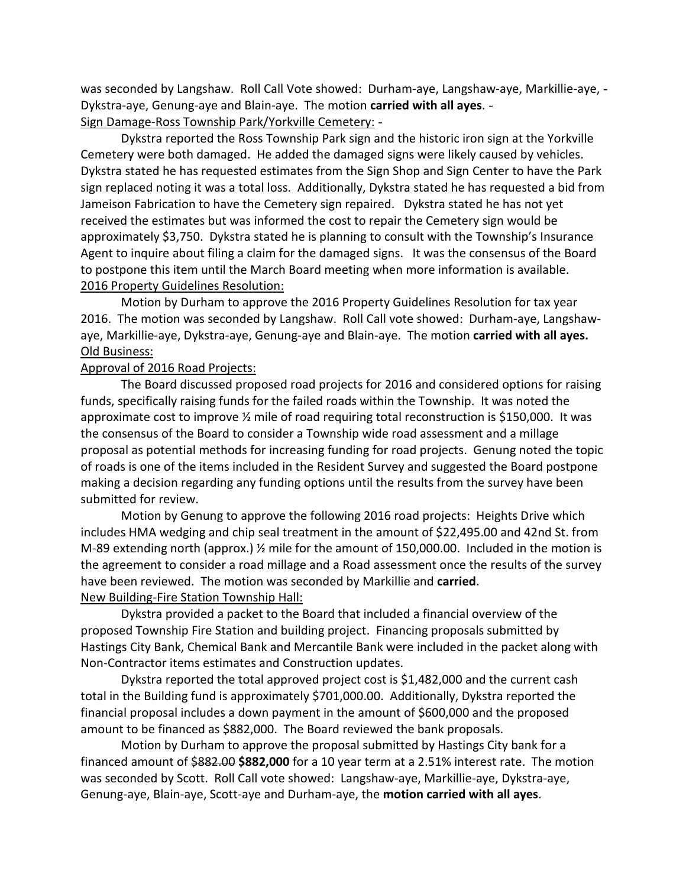was seconded by Langshaw. Roll Call Vote showed: Durham-aye, Langshaw-aye, Markillie-aye, -Dykstra-aye, Genung-aye and Blain-aye. The motion **carried with all ayes**. -

Sign Damage-Ross Township Park/Yorkville Cemetery: -

Dykstra reported the Ross Township Park sign and the historic iron sign at the Yorkville Cemetery were both damaged. He added the damaged signs were likely caused by vehicles. Dykstra stated he has requested estimates from the Sign Shop and Sign Center to have the Park sign replaced noting it was a total loss. Additionally, Dykstra stated he has requested a bid from Jameison Fabrication to have the Cemetery sign repaired. Dykstra stated he has not yet received the estimates but was informed the cost to repair the Cemetery sign would be approximately $3,750. Dykstra stated he is planning to consult with the Township's Insurance Agent to inquire about filing a claim for the damaged signs. It was the consensus of the Board to postpone this item until the March Board meeting when more information is available.

2016 Property Guidelines Resolution:

Motion by Durham to approve the 2016 Property Guidelines Resolution for tax year 2016. The motion was seconded by Langshaw. Roll Call vote showed: Durham-aye, Langshaw-aye, Markillie-aye, Dykstra-aye, Genung-aye and Blain-aye. The motion **carried with all ayes.**

Old Business:

Approval of 2016 Road Projects:

The Board discussed proposed road projects for 2016 and considered options for raising funds, specifically raising funds for the failed roads within the Township. It was noted the approximate cost to improve ½ mile of road requiring total reconstruction is $150,000. It was the consensus of the Board to consider a Township wide road assessment and a millage proposal as potential methods for increasing funding for road projects. Genung noted the topic of roads is one of the items included in the Resident Survey and suggested the Board postpone making a decision regarding any funding options until the results from the survey have been submitted for review.

Motion by Genung to approve the following 2016 road projects: Heights Drive which includes HMA wedging and chip seal treatment in the amount of $22,495.00 and 42nd St. from M-89 extending north (approx.) ½ mile for the amount of 150,000.00. Included in the motion is the agreement to consider a road millage and a Road assessment once the results of the survey have been reviewed. The motion was seconded by Markillie and **carried**.

New Building-Fire Station Township Hall:

Dykstra provided a packet to the Board that included a financial overview of the proposed Township Fire Station and building project. Financing proposals submitted by Hastings City Bank, Chemical Bank and Mercantile Bank were included in the packet along with Non-Contractor items estimates and Construction updates.

Dykstra reported the total approved project cost is $1,482,000 and the current cash total in the Building fund is approximately $701,000.00. Additionally, Dykstra reported the financial proposal includes a down payment in the amount of $600,000 and the proposed amount to be financed as $882,000. The Board reviewed the bank proposals.

Motion by Durham to approve the proposal submitted by Hastings City bank for a financed amount of ~~$882.00~~ **$882,000** for a 10 year term at a 2.51% interest rate. The motion was seconded by Scott. Roll Call vote showed: Langshaw-aye, Markillie-aye, Dykstra-aye, Genung-aye, Blain-aye, Scott-aye and Durham-aye, the **motion carried with all ayes**.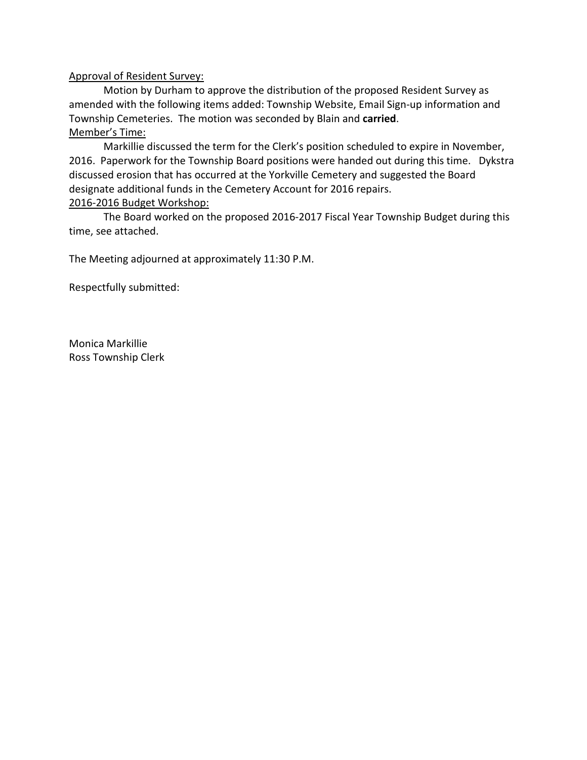Approval of Resident Survey:

Motion by Durham to approve the distribution of the proposed Resident Survey as amended with the following items added: Township Website, Email Sign-up information and Township Cemeteries. The motion was seconded by Blain and **carried**.

Member's Time:

Markillie discussed the term for the Clerk's position scheduled to expire in November, 2016. Paperwork for the Township Board positions were handed out during this time. Dykstra discussed erosion that has occurred at the Yorkville Cemetery and suggested the Board designate additional funds in the Cemetery Account for 2016 repairs.

2016-2016 Budget Workshop:

The Board worked on the proposed 2016-2017 Fiscal Year Township Budget during this time, see attached.

The Meeting adjourned at approximately 11:30 P.M.

Respectfully submitted:

Monica Markillie
Ross Township Clerk